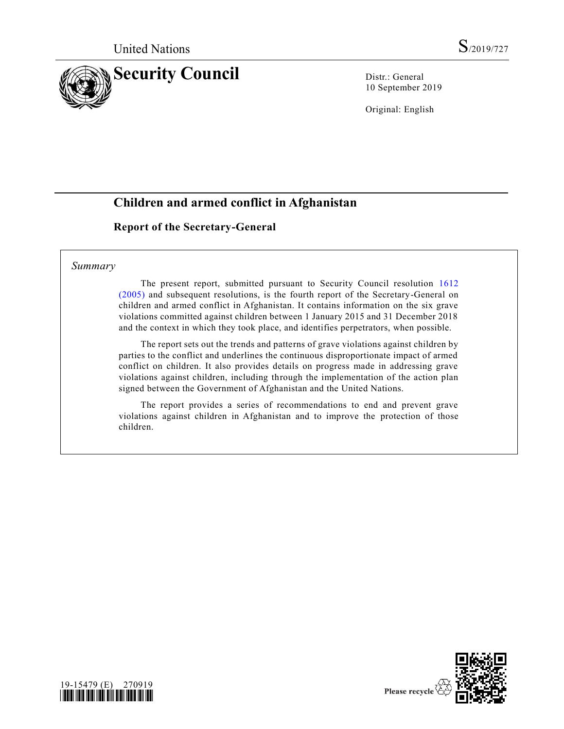United Nations

S/2019/727

# Security Council

Distr.: General
10 September 2019

Original: English

## Children and armed conflict in Afghanistan

### Report of the Secretary-General

*Summary*

The present report, submitted pursuant to Security Council resolution 1612 (2005) and subsequent resolutions, is the fourth report of the Secretary-General on children and armed conflict in Afghanistan. It contains information on the six grave violations committed against children between 1 January 2015 and 31 December 2018 and the context in which they took place, and identifies perpetrators, when possible.

The report sets out the trends and patterns of grave violations against children by parties to the conflict and underlines the continuous disproportionate impact of armed conflict on children. It also provides details on progress made in addressing grave violations against children, including through the implementation of the action plan signed between the Government of Afghanistan and the United Nations.

The report provides a series of recommendations to end and prevent grave violations against children in Afghanistan and to improve the protection of those children.

19-15479 (E) 270919

Please recycle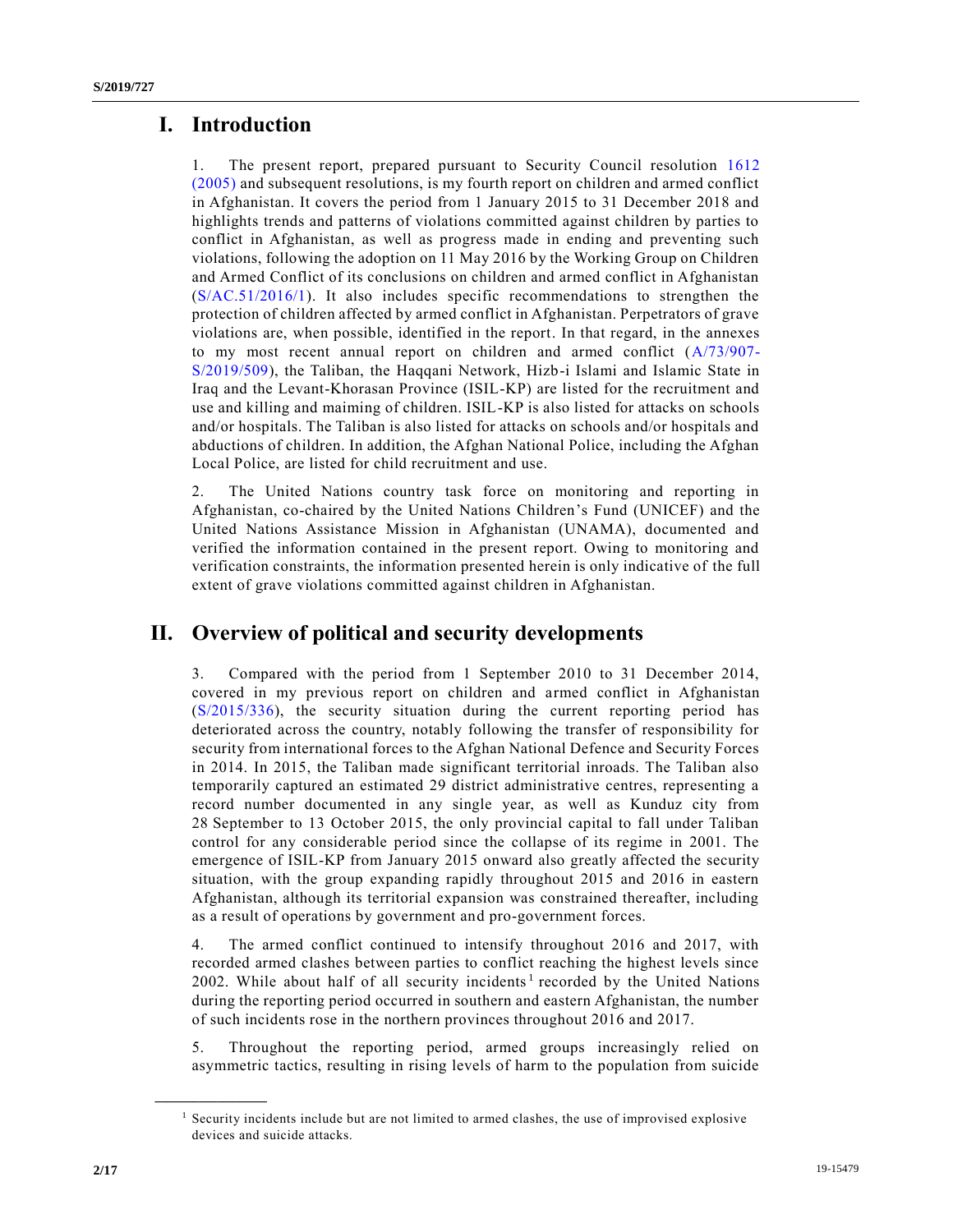# I. Introduction

1. The present report, prepared pursuant to Security Council resolution 1612 (2005) and subsequent resolutions, is my fourth report on children and armed conflict in Afghanistan. It covers the period from 1 January 2015 to 31 December 2018 and highlights trends and patterns of violations committed against children by parties to conflict in Afghanistan, as well as progress made in ending and preventing such violations, following the adoption on 11 May 2016 by the Working Group on Children and Armed Conflict of its conclusions on children and armed conflict in Afghanistan (S/AC.51/2016/1). It also includes specific recommendations to strengthen the protection of children affected by armed conflict in Afghanistan. Perpetrators of grave violations are, when possible, identified in the report. In that regard, in the annexes to my most recent annual report on children and armed conflict (A/73/907-S/2019/509), the Taliban, the Haqqani Network, Hizb-i Islami and Islamic State in Iraq and the Levant-Khorasan Province (ISIL-KP) are listed for the recruitment and use and killing and maiming of children. ISIL-KP is also listed for attacks on schools and/or hospitals. The Taliban is also listed for attacks on schools and/or hospitals and abductions of children. In addition, the Afghan National Police, including the Afghan Local Police, are listed for child recruitment and use.

2. The United Nations country task force on monitoring and reporting in Afghanistan, co-chaired by the United Nations Children's Fund (UNICEF) and the United Nations Assistance Mission in Afghanistan (UNAMA), documented and verified the information contained in the present report. Owing to monitoring and verification constraints, the information presented herein is only indicative of the full extent of grave violations committed against children in Afghanistan.

# II. Overview of political and security developments

3. Compared with the period from 1 September 2010 to 31 December 2014, covered in my previous report on children and armed conflict in Afghanistan (S/2015/336), the security situation during the current reporting period has deteriorated across the country, notably following the transfer of responsibility for security from international forces to the Afghan National Defence and Security Forces in 2014. In 2015, the Taliban made significant territorial inroads. The Taliban also temporarily captured an estimated 29 district administrative centres, representing a record number documented in any single year, as well as Kunduz city from 28 September to 13 October 2015, the only provincial capital to fall under Taliban control for any considerable period since the collapse of its regime in 2001. The emergence of ISIL-KP from January 2015 onward also greatly affected the security situation, with the group expanding rapidly throughout 2015 and 2016 in eastern Afghanistan, although its territorial expansion was constrained thereafter, including as a result of operations by government and pro-government forces.

4. The armed conflict continued to intensify throughout 2016 and 2017, with recorded armed clashes between parties to conflict reaching the highest levels since 2002. While about half of all security incidents[1] recorded by the United Nations during the reporting period occurred in southern and eastern Afghanistan, the number of such incidents rose in the northern provinces throughout 2016 and 2017.

5. Throughout the reporting period, armed groups increasingly relied on asymmetric tactics, resulting in rising levels of harm to the population from suicide

[1] Security incidents include but are not limited to armed clashes, the use of improvised explosive devices and suicide attacks.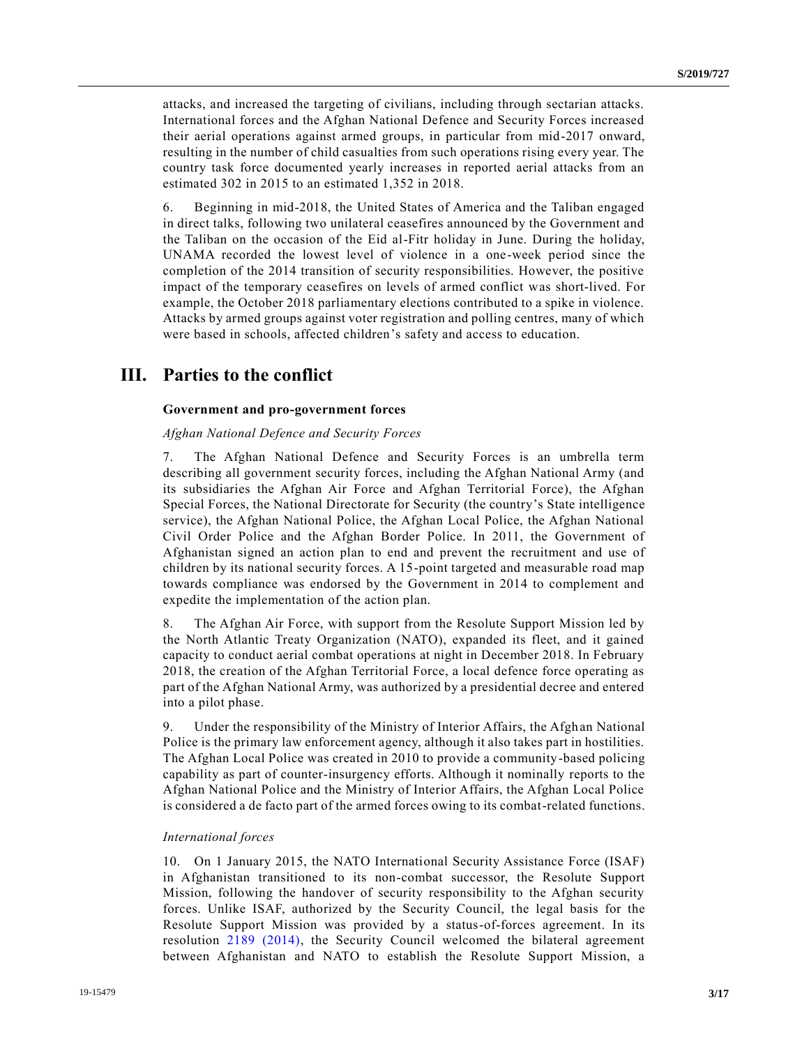attacks, and increased the targeting of civilians, including through sectarian attacks. International forces and the Afghan National Defence and Security Forces increased their aerial operations against armed groups, in particular from mid-2017 onward, resulting in the number of child casualties from such operations rising every year. The country task force documented yearly increases in reported aerial attacks from an estimated 302 in 2015 to an estimated 1,352 in 2018.

6. Beginning in mid-2018, the United States of America and the Taliban engaged in direct talks, following two unilateral ceasefires announced by the Government and the Taliban on the occasion of the Eid al-Fitr holiday in June. During the holiday, UNAMA recorded the lowest level of violence in a one-week period since the completion of the 2014 transition of security responsibilities. However, the positive impact of the temporary ceasefires on levels of armed conflict was short-lived. For example, the October 2018 parliamentary elections contributed to a spike in violence. Attacks by armed groups against voter registration and polling centres, many of which were based in schools, affected children's safety and access to education.

# III. Parties to the conflict

### Government and pro-government forces

*Afghan National Defence and Security Forces*

7. The Afghan National Defence and Security Forces is an umbrella term describing all government security forces, including the Afghan National Army (and its subsidiaries the Afghan Air Force and Afghan Territorial Force), the Afghan Special Forces, the National Directorate for Security (the country's State intelligence service), the Afghan National Police, the Afghan Local Police, the Afghan National Civil Order Police and the Afghan Border Police. In 2011, the Government of Afghanistan signed an action plan to end and prevent the recruitment and use of children by its national security forces. A 15-point targeted and measurable road map towards compliance was endorsed by the Government in 2014 to complement and expedite the implementation of the action plan.

8. The Afghan Air Force, with support from the Resolute Support Mission led by the North Atlantic Treaty Organization (NATO), expanded its fleet, and it gained capacity to conduct aerial combat operations at night in December 2018. In February 2018, the creation of the Afghan Territorial Force, a local defence force operating as part of the Afghan National Army, was authorized by a presidential decree and entered into a pilot phase.

9. Under the responsibility of the Ministry of Interior Affairs, the Afghan National Police is the primary law enforcement agency, although it also takes part in hostilities. The Afghan Local Police was created in 2010 to provide a community-based policing capability as part of counter-insurgency efforts. Although it nominally reports to the Afghan National Police and the Ministry of Interior Affairs, the Afghan Local Police is considered a de facto part of the armed forces owing to its combat-related functions.

*International forces*

10. On 1 January 2015, the NATO International Security Assistance Force (ISAF) in Afghanistan transitioned to its non-combat successor, the Resolute Support Mission, following the handover of security responsibility to the Afghan security forces. Unlike ISAF, authorized by the Security Council, the legal basis for the Resolute Support Mission was provided by a status-of-forces agreement. In its resolution 2189 (2014), the Security Council welcomed the bilateral agreement between Afghanistan and NATO to establish the Resolute Support Mission, a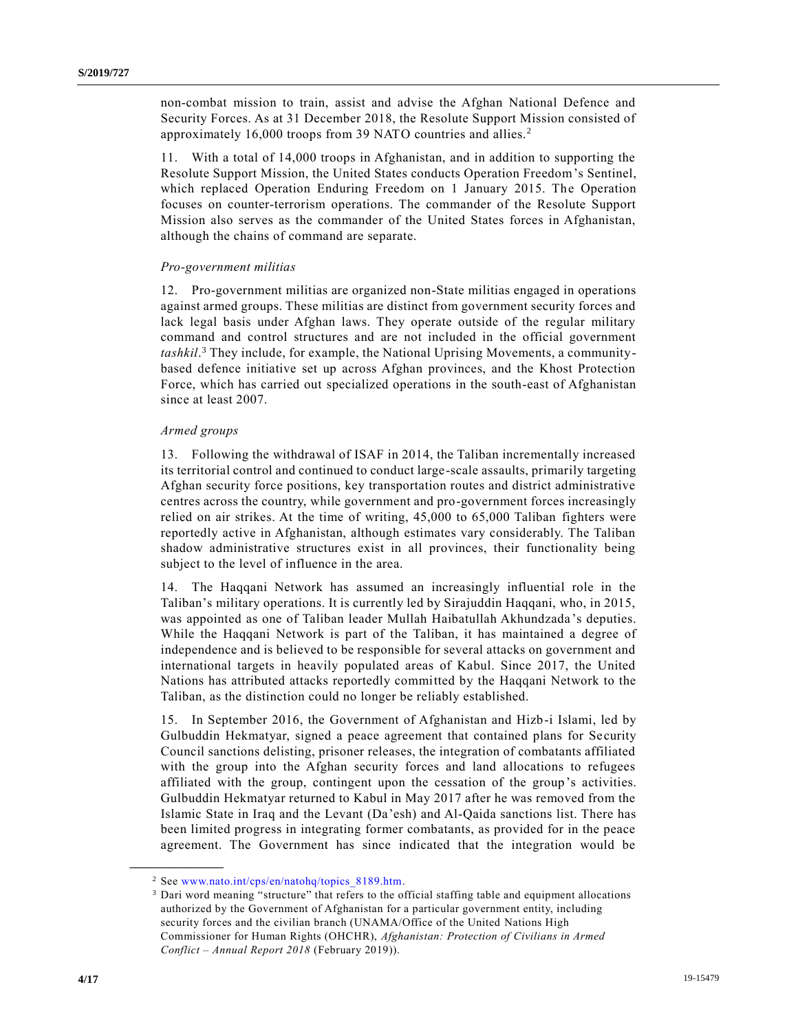non-combat mission to train, assist and advise the Afghan National Defence and Security Forces. As at 31 December 2018, the Resolute Support Mission consisted of approximately 16,000 troops from 39 NATO countries and allies.[2]

11. With a total of 14,000 troops in Afghanistan, and in addition to supporting the Resolute Support Mission, the United States conducts Operation Freedom's Sentinel, which replaced Operation Enduring Freedom on 1 January 2015. The Operation focuses on counter-terrorism operations. The commander of the Resolute Support Mission also serves as the commander of the United States forces in Afghanistan, although the chains of command are separate.

*Pro-government militias*

12. Pro-government militias are organized non-State militias engaged in operations against armed groups. These militias are distinct from government security forces and lack legal basis under Afghan laws. They operate outside of the regular military command and control structures and are not included in the official government *tashkil*.[3] They include, for example, the National Uprising Movements, a community-based defence initiative set up across Afghan provinces, and the Khost Protection Force, which has carried out specialized operations in the south-east of Afghanistan since at least 2007.

*Armed groups*

13. Following the withdrawal of ISAF in 2014, the Taliban incrementally increased its territorial control and continued to conduct large-scale assaults, primarily targeting Afghan security force positions, key transportation routes and district administrative centres across the country, while government and pro-government forces increasingly relied on air strikes. At the time of writing, 45,000 to 65,000 Taliban fighters were reportedly active in Afghanistan, although estimates vary considerably. The Taliban shadow administrative structures exist in all provinces, their functionality being subject to the level of influence in the area.

14. The Haqqani Network has assumed an increasingly influential role in the Taliban's military operations. It is currently led by Sirajuddin Haqqani, who, in 2015, was appointed as one of Taliban leader Mullah Haibatullah Akhundzada's deputies. While the Haqqani Network is part of the Taliban, it has maintained a degree of independence and is believed to be responsible for several attacks on government and international targets in heavily populated areas of Kabul. Since 2017, the United Nations has attributed attacks reportedly committed by the Haqqani Network to the Taliban, as the distinction could no longer be reliably established.

15. In September 2016, the Government of Afghanistan and Hizb-i Islami, led by Gulbuddin Hekmatyar, signed a peace agreement that contained plans for Security Council sanctions delisting, prisoner releases, the integration of combatants affiliated with the group into the Afghan security forces and land allocations to refugees affiliated with the group, contingent upon the cessation of the group's activities. Gulbuddin Hekmatyar returned to Kabul in May 2017 after he was removed from the Islamic State in Iraq and the Levant (Da'esh) and Al-Qaida sanctions list. There has been limited progress in integrating former combatants, as provided for in the peace agreement. The Government has since indicated that the integration would be

---

[2] See www.nato.int/cps/en/natohq/topics_8189.htm.

[3] Dari word meaning "structure" that refers to the official staffing table and equipment allocations authorized by the Government of Afghanistan for a particular government entity, including security forces and the civilian branch (UNAMA/Office of the United Nations High Commissioner for Human Rights (OHCHR), *Afghanistan: Protection of Civilians in Armed Conflict – Annual Report 2018* (February 2019)).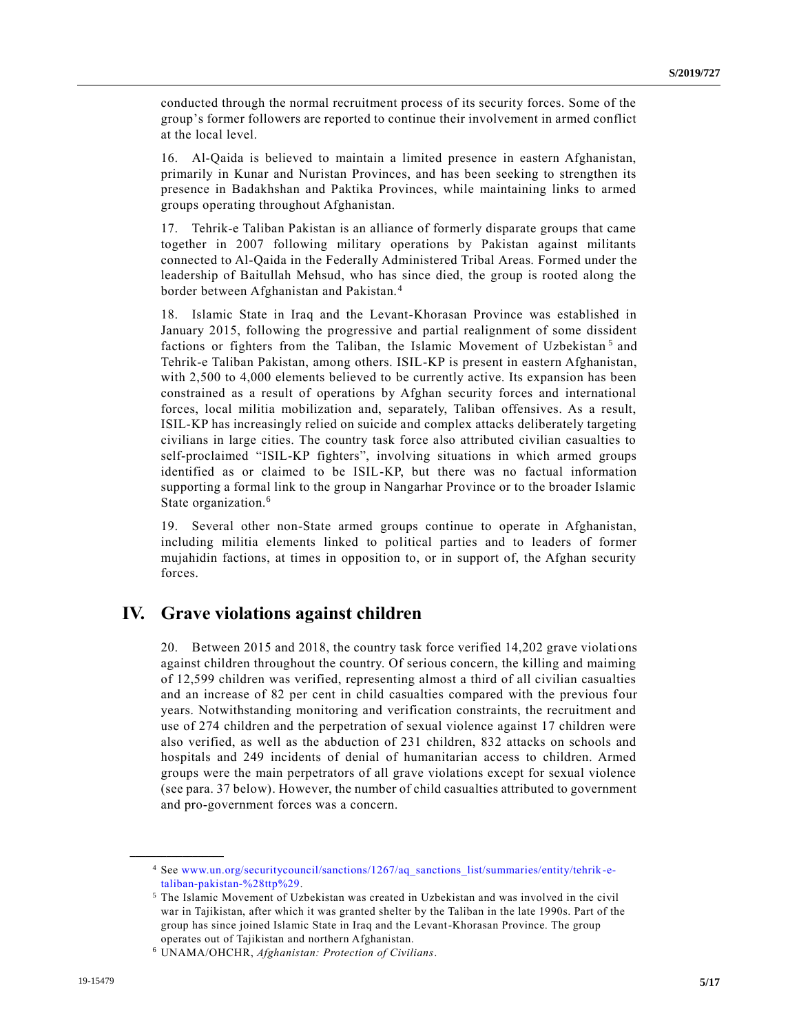conducted through the normal recruitment process of its security forces. Some of the group's former followers are reported to continue their involvement in armed conflict at the local level.

16. Al-Qaida is believed to maintain a limited presence in eastern Afghanistan, primarily in Kunar and Nuristan Provinces, and has been seeking to strengthen its presence in Badakhshan and Paktika Provinces, while maintaining links to armed groups operating throughout Afghanistan.

17. Tehrik-e Taliban Pakistan is an alliance of formerly disparate groups that came together in 2007 following military operations by Pakistan against militants connected to Al-Qaida in the Federally Administered Tribal Areas. Formed under the leadership of Baitullah Mehsud, who has since died, the group is rooted along the border between Afghanistan and Pakistan.[4]

18. Islamic State in Iraq and the Levant-Khorasan Province was established in January 2015, following the progressive and partial realignment of some dissident factions or fighters from the Taliban, the Islamic Movement of Uzbekistan[5] and Tehrik-e Taliban Pakistan, among others. ISIL-KP is present in eastern Afghanistan, with 2,500 to 4,000 elements believed to be currently active. Its expansion has been constrained as a result of operations by Afghan security forces and international forces, local militia mobilization and, separately, Taliban offensives. As a result, ISIL-KP has increasingly relied on suicide and complex attacks deliberately targeting civilians in large cities. The country task force also attributed civilian casualties to self-proclaimed "ISIL-KP fighters", involving situations in which armed groups identified as or claimed to be ISIL-KP, but there was no factual information supporting a formal link to the group in Nangarhar Province or to the broader Islamic State organization.[6]

19. Several other non-State armed groups continue to operate in Afghanistan, including militia elements linked to political parties and to leaders of former mujahidin factions, at times in opposition to, or in support of, the Afghan security forces.

# IV. Grave violations against children

20. Between 2015 and 2018, the country task force verified 14,202 grave violations against children throughout the country. Of serious concern, the killing and maiming of 12,599 children was verified, representing almost a third of all civilian casualties and an increase of 82 per cent in child casualties compared with the previous four years. Notwithstanding monitoring and verification constraints, the recruitment and use of 274 children and the perpetration of sexual violence against 17 children were also verified, as well as the abduction of 231 children, 832 attacks on schools and hospitals and 249 incidents of denial of humanitarian access to children. Armed groups were the main perpetrators of all grave violations except for sexual violence (see para. 37 below). However, the number of child casualties attributed to government and pro-government forces was a concern.

---

[4] See www.un.org/securitycouncil/sanctions/1267/aq_sanctions_list/summaries/entity/tehrik-e-taliban-pakistan-%28ttp%29.

[5] The Islamic Movement of Uzbekistan was created in Uzbekistan and was involved in the civil war in Tajikistan, after which it was granted shelter by the Taliban in the late 1990s. Part of the group has since joined Islamic State in Iraq and the Levant-Khorasan Province. The group operates out of Tajikistan and northern Afghanistan.

[6] UNAMA/OHCHR, *Afghanistan: Protection of Civilians*.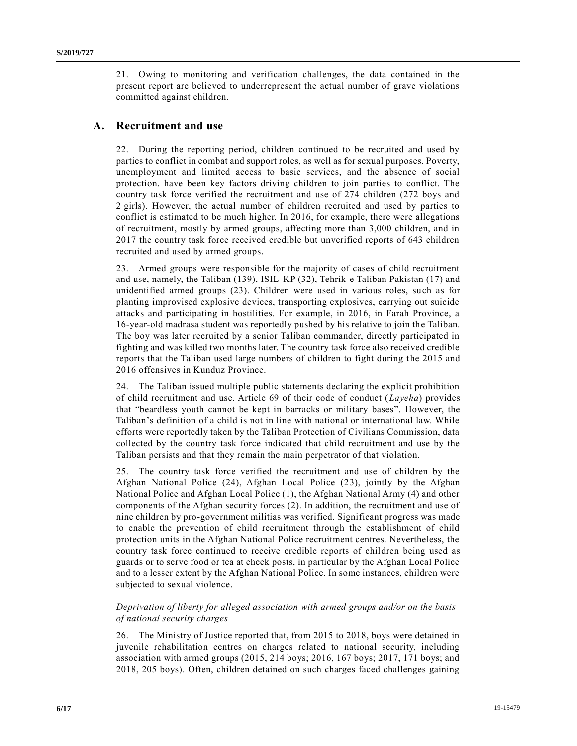21. Owing to monitoring and verification challenges, the data contained in the present report are believed to underrepresent the actual number of grave violations committed against children.

## A. Recruitment and use

22. During the reporting period, children continued to be recruited and used by parties to conflict in combat and support roles, as well as for sexual purposes. Poverty, unemployment and limited access to basic services, and the absence of social protection, have been key factors driving children to join parties to conflict. The country task force verified the recruitment and use of 274 children (272 boys and 2 girls). However, the actual number of children recruited and used by parties to conflict is estimated to be much higher. In 2016, for example, there were allegations of recruitment, mostly by armed groups, affecting more than 3,000 children, and in 2017 the country task force received credible but unverified reports of 643 children recruited and used by armed groups.

23. Armed groups were responsible for the majority of cases of child recruitment and use, namely, the Taliban (139), ISIL-KP (32), Tehrik-e Taliban Pakistan (17) and unidentified armed groups (23). Children were used in various roles, such as for planting improvised explosive devices, transporting explosives, carrying out suicide attacks and participating in hostilities. For example, in 2016, in Farah Province, a 16-year-old madrasa student was reportedly pushed by his relative to join the Taliban. The boy was later recruited by a senior Taliban commander, directly participated in fighting and was killed two months later. The country task force also received credible reports that the Taliban used large numbers of children to fight during the 2015 and 2016 offensives in Kunduz Province.

24. The Taliban issued multiple public statements declaring the explicit prohibition of child recruitment and use. Article 69 of their code of conduct (*Layeha*) provides that "beardless youth cannot be kept in barracks or military bases". However, the Taliban's definition of a child is not in line with national or international law. While efforts were reportedly taken by the Taliban Protection of Civilians Commission, data collected by the country task force indicated that child recruitment and use by the Taliban persists and that they remain the main perpetrator of that violation.

25. The country task force verified the recruitment and use of children by the Afghan National Police (24), Afghan Local Police (23), jointly by the Afghan National Police and Afghan Local Police (1), the Afghan National Army (4) and other components of the Afghan security forces (2). In addition, the recruitment and use of nine children by pro-government militias was verified. Significant progress was made to enable the prevention of child recruitment through the establishment of child protection units in the Afghan National Police recruitment centres. Nevertheless, the country task force continued to receive credible reports of children being used as guards or to serve food or tea at check posts, in particular by the Afghan Local Police and to a lesser extent by the Afghan National Police. In some instances, children were subjected to sexual violence.

### *Deprivation of liberty for alleged association with armed groups and/or on the basis of national security charges*

26. The Ministry of Justice reported that, from 2015 to 2018, boys were detained in juvenile rehabilitation centres on charges related to national security, including association with armed groups (2015, 214 boys; 2016, 167 boys; 2017, 171 boys; and 2018, 205 boys). Often, children detained on such charges faced challenges gaining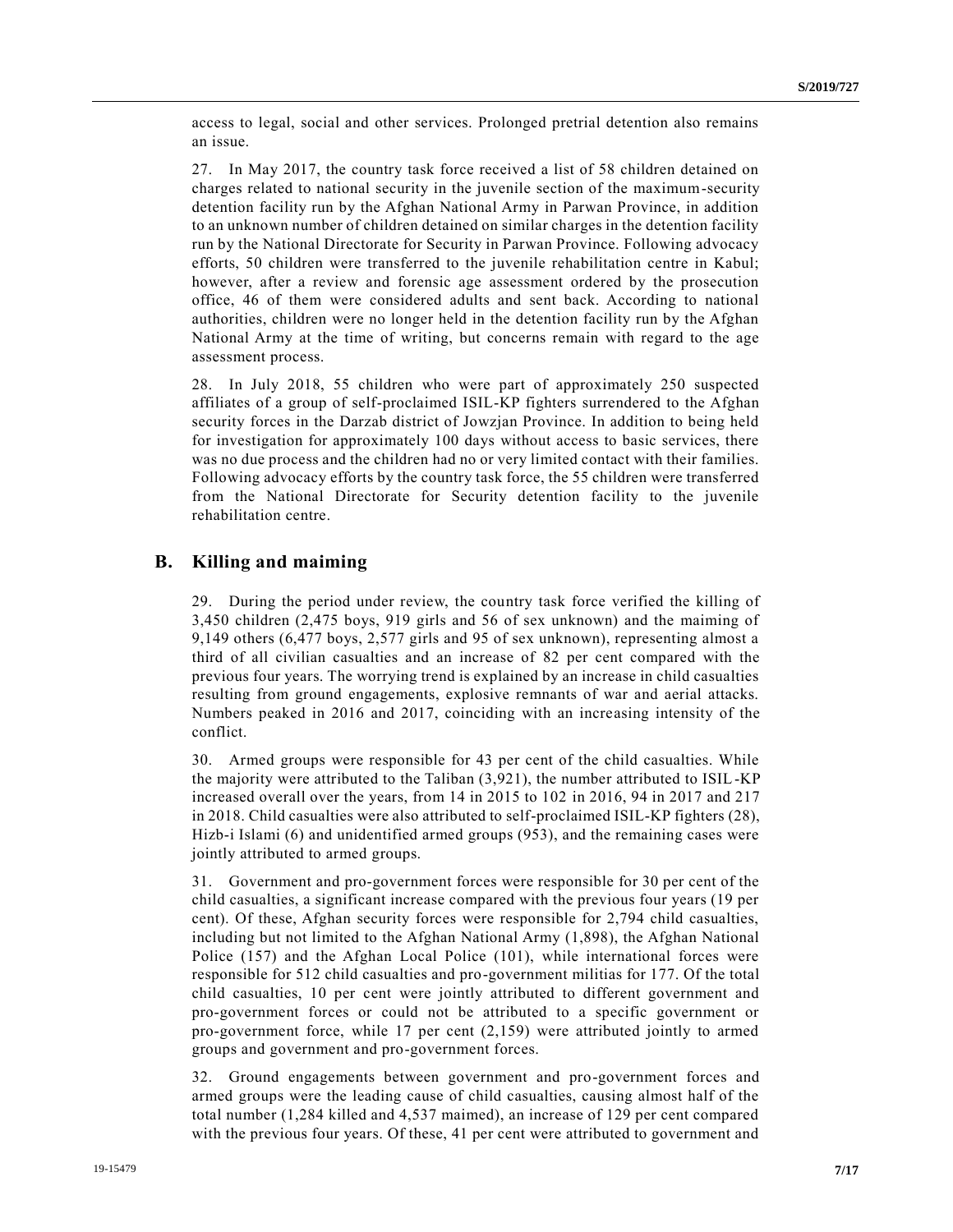access to legal, social and other services. Prolonged pretrial detention also remains an issue.

27. In May 2017, the country task force received a list of 58 children detained on charges related to national security in the juvenile section of the maximum-security detention facility run by the Afghan National Army in Parwan Province, in addition to an unknown number of children detained on similar charges in the detention facility run by the National Directorate for Security in Parwan Province. Following advocacy efforts, 50 children were transferred to the juvenile rehabilitation centre in Kabul; however, after a review and forensic age assessment ordered by the prosecution office, 46 of them were considered adults and sent back. According to national authorities, children were no longer held in the detention facility run by the Afghan National Army at the time of writing, but concerns remain with regard to the age assessment process.

28. In July 2018, 55 children who were part of approximately 250 suspected affiliates of a group of self-proclaimed ISIL-KP fighters surrendered to the Afghan security forces in the Darzab district of Jowzjan Province. In addition to being held for investigation for approximately 100 days without access to basic services, there was no due process and the children had no or very limited contact with their families. Following advocacy efforts by the country task force, the 55 children were transferred from the National Directorate for Security detention facility to the juvenile rehabilitation centre.

## B. Killing and maiming

29. During the period under review, the country task force verified the killing of 3,450 children (2,475 boys, 919 girls and 56 of sex unknown) and the maiming of 9,149 others (6,477 boys, 2,577 girls and 95 of sex unknown), representing almost a third of all civilian casualties and an increase of 82 per cent compared with the previous four years. The worrying trend is explained by an increase in child casualties resulting from ground engagements, explosive remnants of war and aerial attacks. Numbers peaked in 2016 and 2017, coinciding with an increasing intensity of the conflict.

30. Armed groups were responsible for 43 per cent of the child casualties. While the majority were attributed to the Taliban (3,921), the number attributed to ISIL-KP increased overall over the years, from 14 in 2015 to 102 in 2016, 94 in 2017 and 217 in 2018. Child casualties were also attributed to self-proclaimed ISIL-KP fighters (28), Hizb-i Islami (6) and unidentified armed groups (953), and the remaining cases were jointly attributed to armed groups.

31. Government and pro-government forces were responsible for 30 per cent of the child casualties, a significant increase compared with the previous four years (19 per cent). Of these, Afghan security forces were responsible for 2,794 child casualties, including but not limited to the Afghan National Army (1,898), the Afghan National Police (157) and the Afghan Local Police (101), while international forces were responsible for 512 child casualties and pro-government militias for 177. Of the total child casualties, 10 per cent were jointly attributed to different government and pro-government forces or could not be attributed to a specific government or pro-government force, while 17 per cent (2,159) were attributed jointly to armed groups and government and pro-government forces.

32. Ground engagements between government and pro-government forces and armed groups were the leading cause of child casualties, causing almost half of the total number (1,284 killed and 4,537 maimed), an increase of 129 per cent compared with the previous four years. Of these, 41 per cent were attributed to government and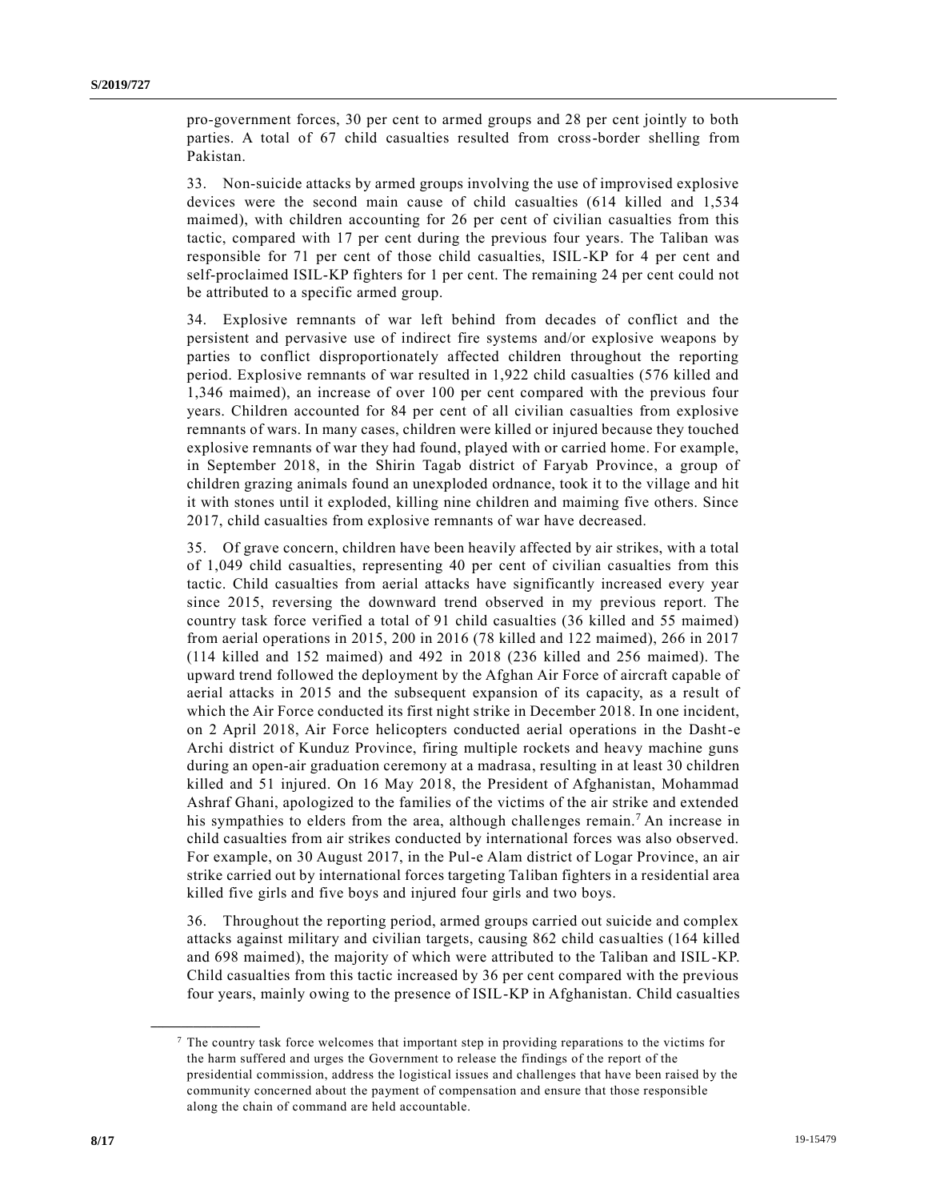pro-government forces, 30 per cent to armed groups and 28 per cent jointly to both parties. A total of 67 child casualties resulted from cross-border shelling from Pakistan.

33. Non-suicide attacks by armed groups involving the use of improvised explosive devices were the second main cause of child casualties (614 killed and 1,534 maimed), with children accounting for 26 per cent of civilian casualties from this tactic, compared with 17 per cent during the previous four years. The Taliban was responsible for 71 per cent of those child casualties, ISIL-KP for 4 per cent and self-proclaimed ISIL-KP fighters for 1 per cent. The remaining 24 per cent could not be attributed to a specific armed group.

34. Explosive remnants of war left behind from decades of conflict and the persistent and pervasive use of indirect fire systems and/or explosive weapons by parties to conflict disproportionately affected children throughout the reporting period. Explosive remnants of war resulted in 1,922 child casualties (576 killed and 1,346 maimed), an increase of over 100 per cent compared with the previous four years. Children accounted for 84 per cent of all civilian casualties from explosive remnants of wars. In many cases, children were killed or injured because they touched explosive remnants of war they had found, played with or carried home. For example, in September 2018, in the Shirin Tagab district of Faryab Province, a group of children grazing animals found an unexploded ordnance, took it to the village and hit it with stones until it exploded, killing nine children and maiming five others. Since 2017, child casualties from explosive remnants of war have decreased.

35. Of grave concern, children have been heavily affected by air strikes, with a total of 1,049 child casualties, representing 40 per cent of civilian casualties from this tactic. Child casualties from aerial attacks have significantly increased every year since 2015, reversing the downward trend observed in my previous report. The country task force verified a total of 91 child casualties (36 killed and 55 maimed) from aerial operations in 2015, 200 in 2016 (78 killed and 122 maimed), 266 in 2017 (114 killed and 152 maimed) and 492 in 2018 (236 killed and 256 maimed). The upward trend followed the deployment by the Afghan Air Force of aircraft capable of aerial attacks in 2015 and the subsequent expansion of its capacity, as a result of which the Air Force conducted its first night strike in December 2018. In one incident, on 2 April 2018, Air Force helicopters conducted aerial operations in the Dasht-e Archi district of Kunduz Province, firing multiple rockets and heavy machine guns during an open-air graduation ceremony at a madrasa, resulting in at least 30 children killed and 51 injured. On 16 May 2018, the President of Afghanistan, Mohammad Ashraf Ghani, apologized to the families of the victims of the air strike and extended his sympathies to elders from the area, although challenges remain.[7] An increase in child casualties from air strikes conducted by international forces was also observed. For example, on 30 August 2017, in the Pul-e Alam district of Logar Province, an air strike carried out by international forces targeting Taliban fighters in a residential area killed five girls and five boys and injured four girls and two boys.

36. Throughout the reporting period, armed groups carried out suicide and complex attacks against military and civilian targets, causing 862 child casualties (164 killed and 698 maimed), the majority of which were attributed to the Taliban and ISIL-KP. Child casualties from this tactic increased by 36 per cent compared with the previous four years, mainly owing to the presence of ISIL-KP in Afghanistan. Child casualties

[7] The country task force welcomes that important step in providing reparations to the victims for the harm suffered and urges the Government to release the findings of the report of the presidential commission, address the logistical issues and challenges that have been raised by the community concerned about the payment of compensation and ensure that those responsible along the chain of command are held accountable.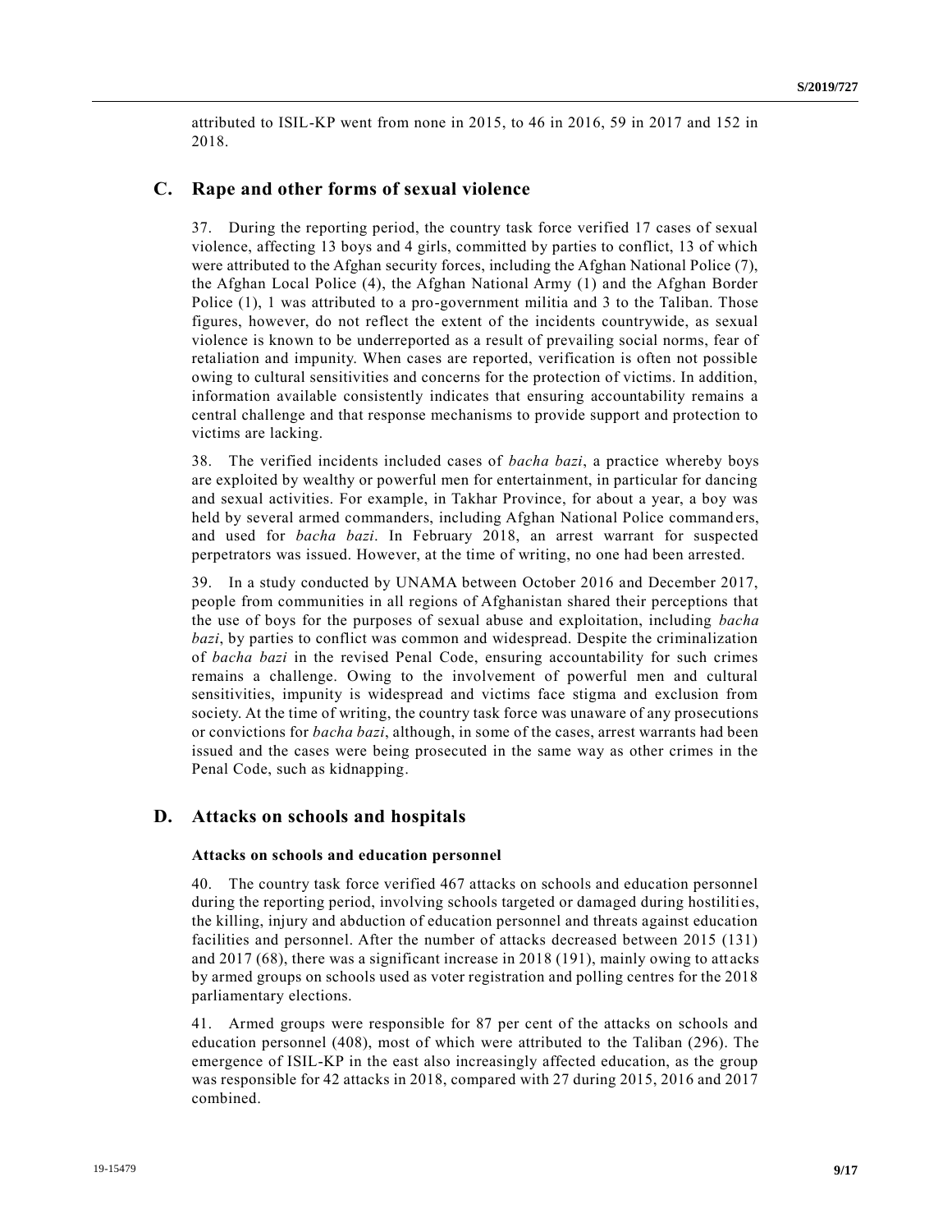attributed to ISIL-KP went from none in 2015, to 46 in 2016, 59 in 2017 and 152 in 2018.

## C. Rape and other forms of sexual violence

37. During the reporting period, the country task force verified 17 cases of sexual violence, affecting 13 boys and 4 girls, committed by parties to conflict, 13 of which were attributed to the Afghan security forces, including the Afghan National Police (7), the Afghan Local Police (4), the Afghan National Army (1) and the Afghan Border Police (1), 1 was attributed to a pro-government militia and 3 to the Taliban. Those figures, however, do not reflect the extent of the incidents countrywide, as sexual violence is known to be underreported as a result of prevailing social norms, fear of retaliation and impunity. When cases are reported, verification is often not possible owing to cultural sensitivities and concerns for the protection of victims. In addition, information available consistently indicates that ensuring accountability remains a central challenge and that response mechanisms to provide support and protection to victims are lacking.

38. The verified incidents included cases of *bacha bazi*, a practice whereby boys are exploited by wealthy or powerful men for entertainment, in particular for dancing and sexual activities. For example, in Takhar Province, for about a year, a boy was held by several armed commanders, including Afghan National Police commanders, and used for *bacha bazi*. In February 2018, an arrest warrant for suspected perpetrators was issued. However, at the time of writing, no one had been arrested.

39. In a study conducted by UNAMA between October 2016 and December 2017, people from communities in all regions of Afghanistan shared their perceptions that the use of boys for the purposes of sexual abuse and exploitation, including *bacha bazi*, by parties to conflict was common and widespread. Despite the criminalization of *bacha bazi* in the revised Penal Code, ensuring accountability for such crimes remains a challenge. Owing to the involvement of powerful men and cultural sensitivities, impunity is widespread and victims face stigma and exclusion from society. At the time of writing, the country task force was unaware of any prosecutions or convictions for *bacha bazi*, although, in some of the cases, arrest warrants had been issued and the cases were being prosecuted in the same way as other crimes in the Penal Code, such as kidnapping.

## D. Attacks on schools and hospitals

### Attacks on schools and education personnel

40. The country task force verified 467 attacks on schools and education personnel during the reporting period, involving schools targeted or damaged during hostilities, the killing, injury and abduction of education personnel and threats against education facilities and personnel. After the number of attacks decreased between 2015 (131) and 2017 (68), there was a significant increase in 2018 (191), mainly owing to attacks by armed groups on schools used as voter registration and polling centres for the 2018 parliamentary elections.

41. Armed groups were responsible for 87 per cent of the attacks on schools and education personnel (408), most of which were attributed to the Taliban (296). The emergence of ISIL-KP in the east also increasingly affected education, as the group was responsible for 42 attacks in 2018, compared with 27 during 2015, 2016 and 2017 combined.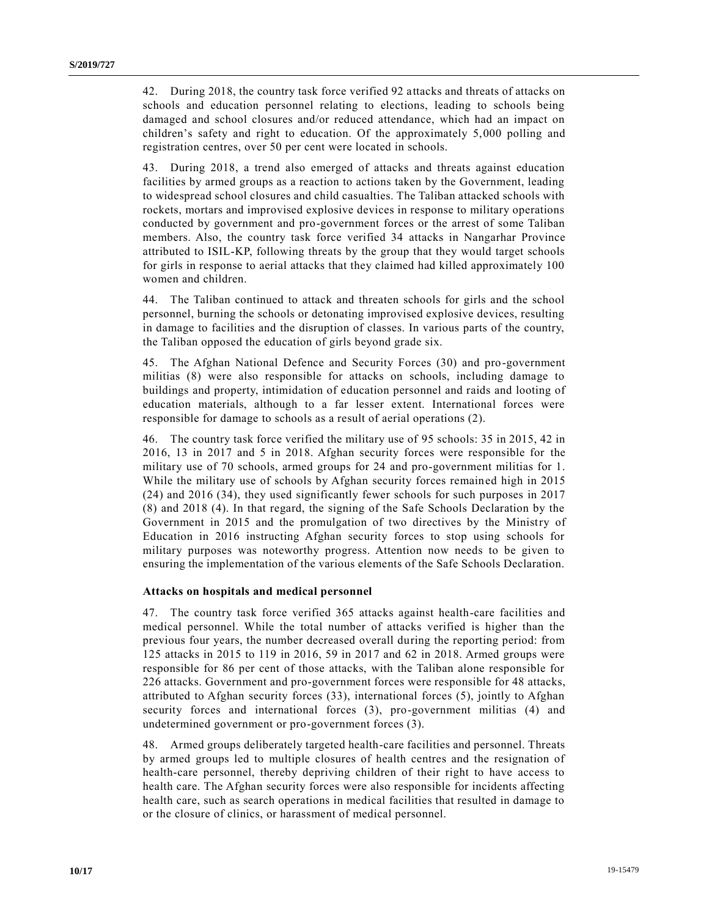42. During 2018, the country task force verified 92 attacks and threats of attacks on schools and education personnel relating to elections, leading to schools being damaged and school closures and/or reduced attendance, which had an impact on children's safety and right to education. Of the approximately 5,000 polling and registration centres, over 50 per cent were located in schools.

43. During 2018, a trend also emerged of attacks and threats against education facilities by armed groups as a reaction to actions taken by the Government, leading to widespread school closures and child casualties. The Taliban attacked schools with rockets, mortars and improvised explosive devices in response to military operations conducted by government and pro-government forces or the arrest of some Taliban members. Also, the country task force verified 34 attacks in Nangarhar Province attributed to ISIL-KP, following threats by the group that they would target schools for girls in response to aerial attacks that they claimed had killed approximately 100 women and children.

44. The Taliban continued to attack and threaten schools for girls and the school personnel, burning the schools or detonating improvised explosive devices, resulting in damage to facilities and the disruption of classes. In various parts of the country, the Taliban opposed the education of girls beyond grade six.

45. The Afghan National Defence and Security Forces (30) and pro-government militias (8) were also responsible for attacks on schools, including damage to buildings and property, intimidation of education personnel and raids and looting of education materials, although to a far lesser extent. International forces were responsible for damage to schools as a result of aerial operations (2).

46. The country task force verified the military use of 95 schools: 35 in 2015, 42 in 2016, 13 in 2017 and 5 in 2018. Afghan security forces were responsible for the military use of 70 schools, armed groups for 24 and pro-government militias for 1. While the military use of schools by Afghan security forces remained high in 2015 (24) and 2016 (34), they used significantly fewer schools for such purposes in 2017 (8) and 2018 (4). In that regard, the signing of the Safe Schools Declaration by the Government in 2015 and the promulgation of two directives by the Ministry of Education in 2016 instructing Afghan security forces to stop using schools for military purposes was noteworthy progress. Attention now needs to be given to ensuring the implementation of the various elements of the Safe Schools Declaration.

### Attacks on hospitals and medical personnel

47. The country task force verified 365 attacks against health-care facilities and medical personnel. While the total number of attacks verified is higher than the previous four years, the number decreased overall during the reporting period: from 125 attacks in 2015 to 119 in 2016, 59 in 2017 and 62 in 2018. Armed groups were responsible for 86 per cent of those attacks, with the Taliban alone responsible for 226 attacks. Government and pro-government forces were responsible for 48 attacks, attributed to Afghan security forces (33), international forces (5), jointly to Afghan security forces and international forces (3), pro-government militias (4) and undetermined government or pro-government forces (3).

48. Armed groups deliberately targeted health-care facilities and personnel. Threats by armed groups led to multiple closures of health centres and the resignation of health-care personnel, thereby depriving children of their right to have access to health care. The Afghan security forces were also responsible for incidents affecting health care, such as search operations in medical facilities that resulted in damage to or the closure of clinics, or harassment of medical personnel.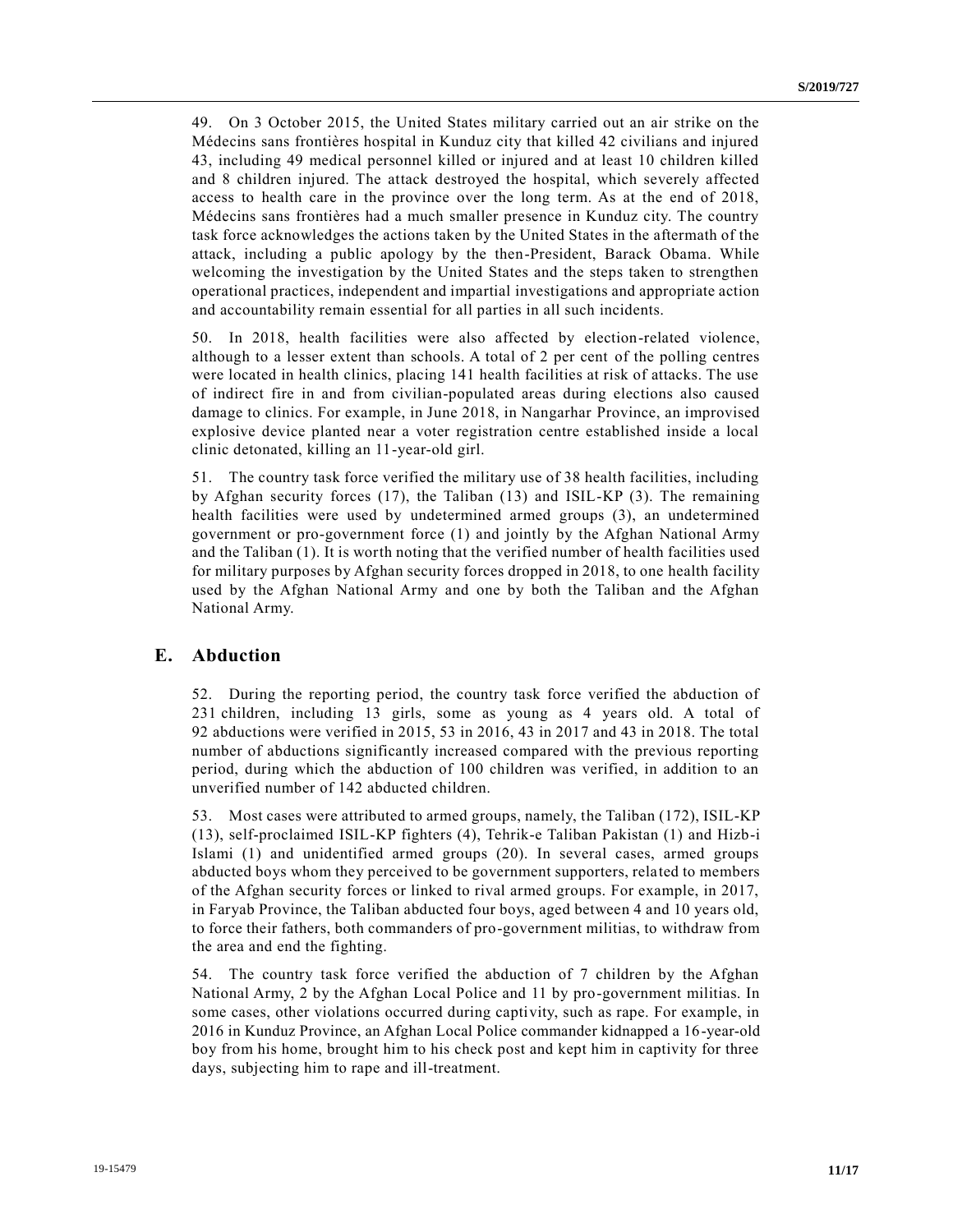49. On 3 October 2015, the United States military carried out an air strike on the Médecins sans frontières hospital in Kunduz city that killed 42 civilians and injured 43, including 49 medical personnel killed or injured and at least 10 children killed and 8 children injured. The attack destroyed the hospital, which severely affected access to health care in the province over the long term. As at the end of 2018, Médecins sans frontières had a much smaller presence in Kunduz city. The country task force acknowledges the actions taken by the United States in the aftermath of the attack, including a public apology by the then-President, Barack Obama. While welcoming the investigation by the United States and the steps taken to strengthen operational practices, independent and impartial investigations and appropriate action and accountability remain essential for all parties in all such incidents.

50. In 2018, health facilities were also affected by election-related violence, although to a lesser extent than schools. A total of 2 per cent of the polling centres were located in health clinics, placing 141 health facilities at risk of attacks. The use of indirect fire in and from civilian-populated areas during elections also caused damage to clinics. For example, in June 2018, in Nangarhar Province, an improvised explosive device planted near a voter registration centre established inside a local clinic detonated, killing an 11-year-old girl.

51. The country task force verified the military use of 38 health facilities, including by Afghan security forces (17), the Taliban (13) and ISIL-KP (3). The remaining health facilities were used by undetermined armed groups (3), an undetermined government or pro-government force (1) and jointly by the Afghan National Army and the Taliban (1). It is worth noting that the verified number of health facilities used for military purposes by Afghan security forces dropped in 2018, to one health facility used by the Afghan National Army and one by both the Taliban and the Afghan National Army.

## E. Abduction

52. During the reporting period, the country task force verified the abduction of 231 children, including 13 girls, some as young as 4 years old. A total of 92 abductions were verified in 2015, 53 in 2016, 43 in 2017 and 43 in 2018. The total number of abductions significantly increased compared with the previous reporting period, during which the abduction of 100 children was verified, in addition to an unverified number of 142 abducted children.

53. Most cases were attributed to armed groups, namely, the Taliban (172), ISIL-KP (13), self-proclaimed ISIL-KP fighters (4), Tehrik-e Taliban Pakistan (1) and Hizb-i Islami (1) and unidentified armed groups (20). In several cases, armed groups abducted boys whom they perceived to be government supporters, related to members of the Afghan security forces or linked to rival armed groups. For example, in 2017, in Faryab Province, the Taliban abducted four boys, aged between 4 and 10 years old, to force their fathers, both commanders of pro-government militias, to withdraw from the area and end the fighting.

54. The country task force verified the abduction of 7 children by the Afghan National Army, 2 by the Afghan Local Police and 11 by pro-government militias. In some cases, other violations occurred during captivity, such as rape. For example, in 2016 in Kunduz Province, an Afghan Local Police commander kidnapped a 16-year-old boy from his home, brought him to his check post and kept him in captivity for three days, subjecting him to rape and ill-treatment.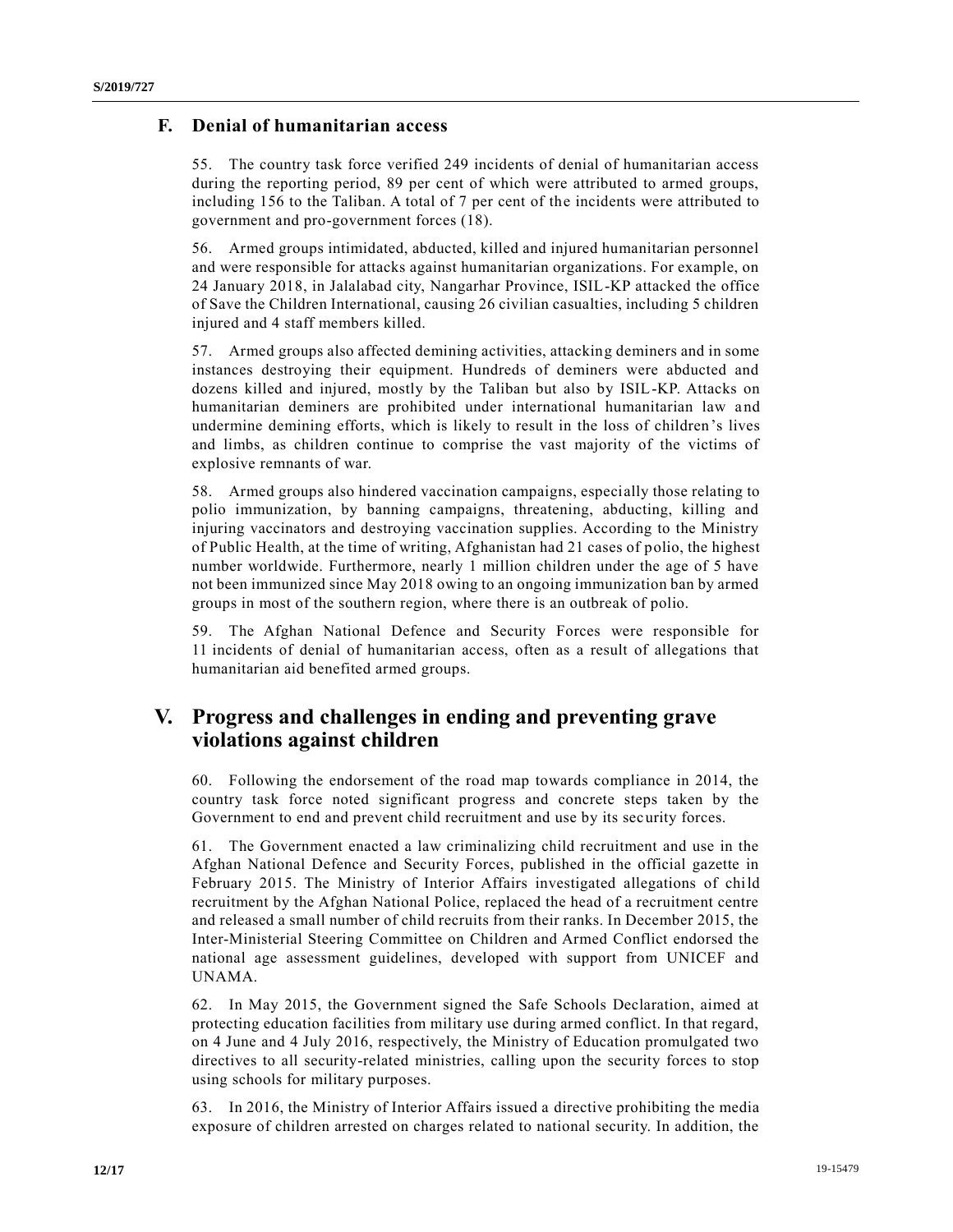### F. Denial of humanitarian access

55. The country task force verified 249 incidents of denial of humanitarian access during the reporting period, 89 per cent of which were attributed to armed groups, including 156 to the Taliban. A total of 7 per cent of the incidents were attributed to government and pro-government forces (18).

56. Armed groups intimidated, abducted, killed and injured humanitarian personnel and were responsible for attacks against humanitarian organizations. For example, on 24 January 2018, in Jalalabad city, Nangarhar Province, ISIL-KP attacked the office of Save the Children International, causing 26 civilian casualties, including 5 children injured and 4 staff members killed.

57. Armed groups also affected demining activities, attacking deminers and in some instances destroying their equipment. Hundreds of deminers were abducted and dozens killed and injured, mostly by the Taliban but also by ISIL-KP. Attacks on humanitarian deminers are prohibited under international humanitarian law and undermine demining efforts, which is likely to result in the loss of children's lives and limbs, as children continue to comprise the vast majority of the victims of explosive remnants of war.

58. Armed groups also hindered vaccination campaigns, especially those relating to polio immunization, by banning campaigns, threatening, abducting, killing and injuring vaccinators and destroying vaccination supplies. According to the Ministry of Public Health, at the time of writing, Afghanistan had 21 cases of polio, the highest number worldwide. Furthermore, nearly 1 million children under the age of 5 have not been immunized since May 2018 owing to an ongoing immunization ban by armed groups in most of the southern region, where there is an outbreak of polio.

59. The Afghan National Defence and Security Forces were responsible for 11 incidents of denial of humanitarian access, often as a result of allegations that humanitarian aid benefited armed groups.

## V. Progress and challenges in ending and preventing grave violations against children

60. Following the endorsement of the road map towards compliance in 2014, the country task force noted significant progress and concrete steps taken by the Government to end and prevent child recruitment and use by its security forces.

61. The Government enacted a law criminalizing child recruitment and use in the Afghan National Defence and Security Forces, published in the official gazette in February 2015. The Ministry of Interior Affairs investigated allegations of child recruitment by the Afghan National Police, replaced the head of a recruitment centre and released a small number of child recruits from their ranks. In December 2015, the Inter-Ministerial Steering Committee on Children and Armed Conflict endorsed the national age assessment guidelines, developed with support from UNICEF and UNAMA.

62. In May 2015, the Government signed the Safe Schools Declaration, aimed at protecting education facilities from military use during armed conflict. In that regard, on 4 June and 4 July 2016, respectively, the Ministry of Education promulgated two directives to all security-related ministries, calling upon the security forces to stop using schools for military purposes.

63. In 2016, the Ministry of Interior Affairs issued a directive prohibiting the media exposure of children arrested on charges related to national security. In addition, the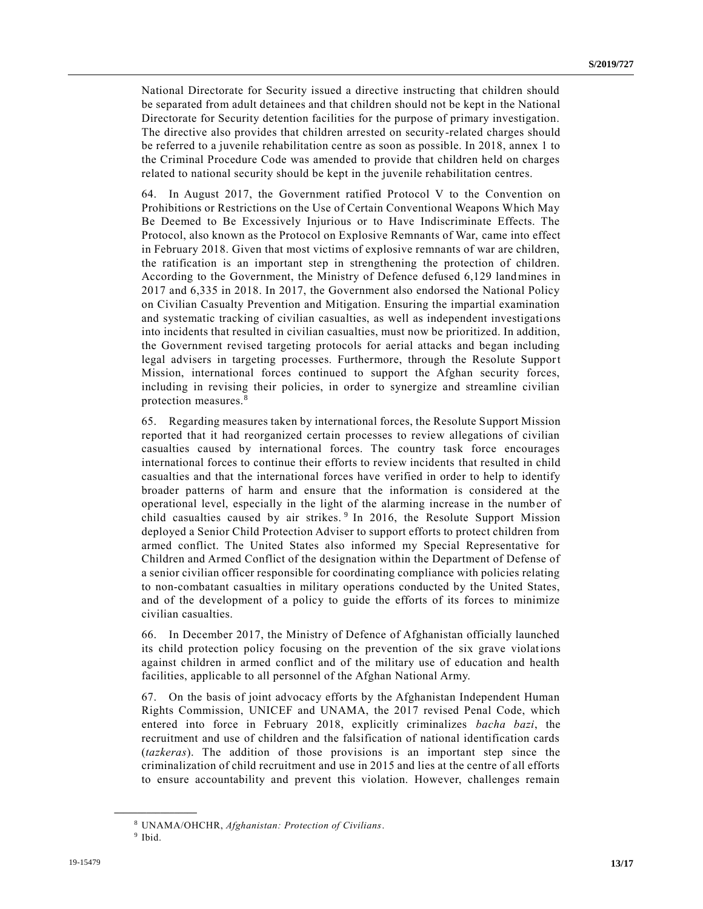National Directorate for Security issued a directive instructing that children should be separated from adult detainees and that children should not be kept in the National Directorate for Security detention facilities for the purpose of primary investigation. The directive also provides that children arrested on security-related charges should be referred to a juvenile rehabilitation centre as soon as possible. In 2018, annex 1 to the Criminal Procedure Code was amended to provide that children held on charges related to national security should be kept in the juvenile rehabilitation centres.

64. In August 2017, the Government ratified Protocol V to the Convention on Prohibitions or Restrictions on the Use of Certain Conventional Weapons Which May Be Deemed to Be Excessively Injurious or to Have Indiscriminate Effects. The Protocol, also known as the Protocol on Explosive Remnants of War, came into effect in February 2018. Given that most victims of explosive remnants of war are children, the ratification is an important step in strengthening the protection of children. According to the Government, the Ministry of Defence defused 6,129 landmines in 2017 and 6,335 in 2018. In 2017, the Government also endorsed the National Policy on Civilian Casualty Prevention and Mitigation. Ensuring the impartial examination and systematic tracking of civilian casualties, as well as independent investigations into incidents that resulted in civilian casualties, must now be prioritized. In addition, the Government revised targeting protocols for aerial attacks and began including legal advisers in targeting processes. Furthermore, through the Resolute Support Mission, international forces continued to support the Afghan security forces, including in revising their policies, in order to synergize and streamline civilian protection measures.[8]

65. Regarding measures taken by international forces, the Resolute Support Mission reported that it had reorganized certain processes to review allegations of civilian casualties caused by international forces. The country task force encourages international forces to continue their efforts to review incidents that resulted in child casualties and that the international forces have verified in order to help to identify broader patterns of harm and ensure that the information is considered at the operational level, especially in the light of the alarming increase in the number of child casualties caused by air strikes.[9] In 2016, the Resolute Support Mission deployed a Senior Child Protection Adviser to support efforts to protect children from armed conflict. The United States also informed my Special Representative for Children and Armed Conflict of the designation within the Department of Defense of a senior civilian officer responsible for coordinating compliance with policies relating to non-combatant casualties in military operations conducted by the United States, and of the development of a policy to guide the efforts of its forces to minimize civilian casualties.

66. In December 2017, the Ministry of Defence of Afghanistan officially launched its child protection policy focusing on the prevention of the six grave violations against children in armed conflict and of the military use of education and health facilities, applicable to all personnel of the Afghan National Army.

67. On the basis of joint advocacy efforts by the Afghanistan Independent Human Rights Commission, UNICEF and UNAMA, the 2017 revised Penal Code, which entered into force in February 2018, explicitly criminalizes *bacha bazi*, the recruitment and use of children and the falsification of national identification cards (*tazkeras*). The addition of those provisions is an important step since the criminalization of child recruitment and use in 2015 and lies at the centre of all efforts to ensure accountability and prevent this violation. However, challenges remain

[8] UNAMA/OHCHR, *Afghanistan: Protection of Civilians*.

[9] Ibid.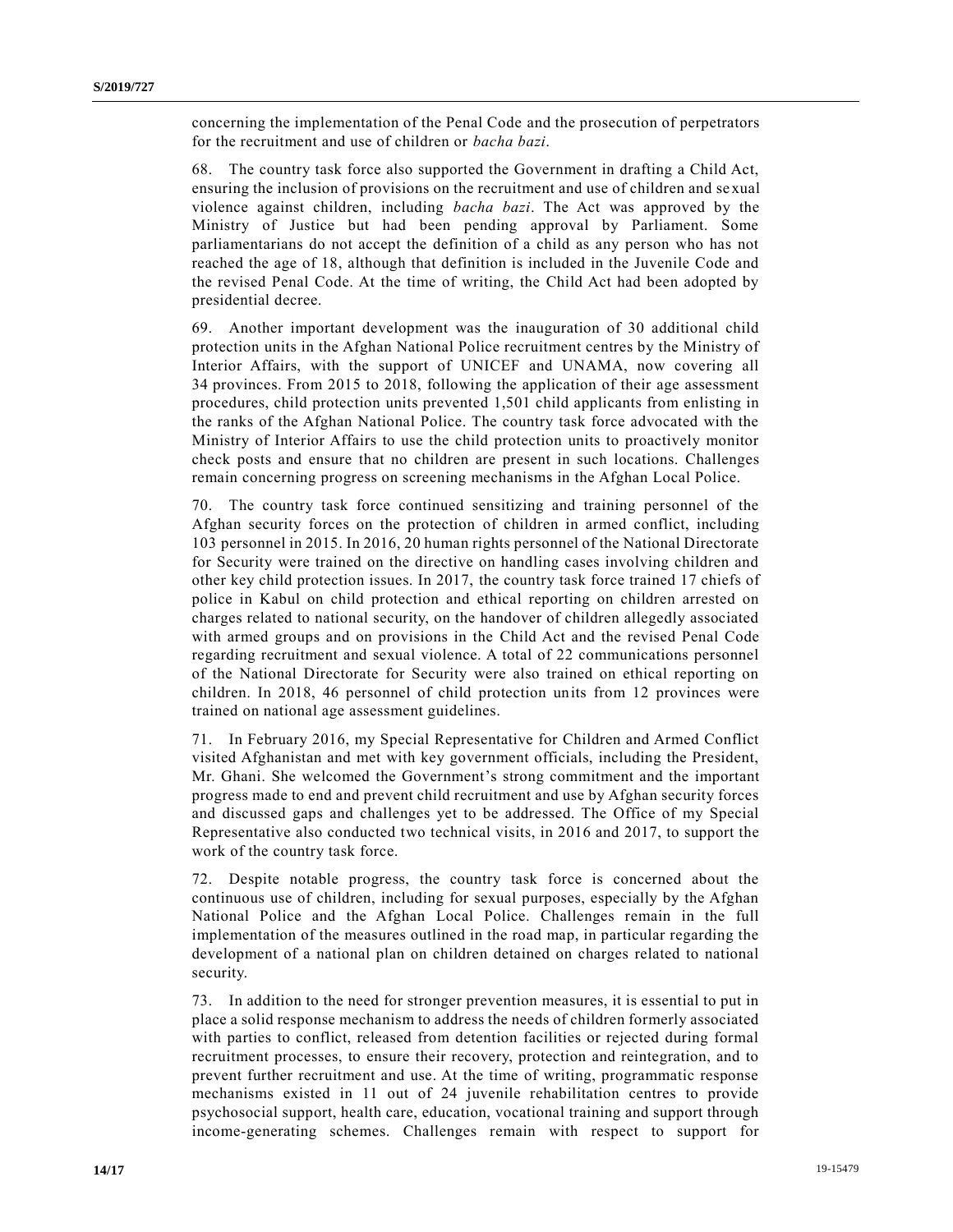concerning the implementation of the Penal Code and the prosecution of perpetrators for the recruitment and use of children or *bacha bazi*.

68. The country task force also supported the Government in drafting a Child Act, ensuring the inclusion of provisions on the recruitment and use of children and sexual violence against children, including *bacha bazi*. The Act was approved by the Ministry of Justice but had been pending approval by Parliament. Some parliamentarians do not accept the definition of a child as any person who has not reached the age of 18, although that definition is included in the Juvenile Code and the revised Penal Code. At the time of writing, the Child Act had been adopted by presidential decree.

69. Another important development was the inauguration of 30 additional child protection units in the Afghan National Police recruitment centres by the Ministry of Interior Affairs, with the support of UNICEF and UNAMA, now covering all 34 provinces. From 2015 to 2018, following the application of their age assessment procedures, child protection units prevented 1,501 child applicants from enlisting in the ranks of the Afghan National Police. The country task force advocated with the Ministry of Interior Affairs to use the child protection units to proactively monitor check posts and ensure that no children are present in such locations. Challenges remain concerning progress on screening mechanisms in the Afghan Local Police.

70. The country task force continued sensitizing and training personnel of the Afghan security forces on the protection of children in armed conflict, including 103 personnel in 2015. In 2016, 20 human rights personnel of the National Directorate for Security were trained on the directive on handling cases involving children and other key child protection issues. In 2017, the country task force trained 17 chiefs of police in Kabul on child protection and ethical reporting on children arrested on charges related to national security, on the handover of children allegedly associated with armed groups and on provisions in the Child Act and the revised Penal Code regarding recruitment and sexual violence. A total of 22 communications personnel of the National Directorate for Security were also trained on ethical reporting on children. In 2018, 46 personnel of child protection units from 12 provinces were trained on national age assessment guidelines.

71. In February 2016, my Special Representative for Children and Armed Conflict visited Afghanistan and met with key government officials, including the President, Mr. Ghani. She welcomed the Government's strong commitment and the important progress made to end and prevent child recruitment and use by Afghan security forces and discussed gaps and challenges yet to be addressed. The Office of my Special Representative also conducted two technical visits, in 2016 and 2017, to support the work of the country task force.

72. Despite notable progress, the country task force is concerned about the continuous use of children, including for sexual purposes, especially by the Afghan National Police and the Afghan Local Police. Challenges remain in the full implementation of the measures outlined in the road map, in particular regarding the development of a national plan on children detained on charges related to national security.

73. In addition to the need for stronger prevention measures, it is essential to put in place a solid response mechanism to address the needs of children formerly associated with parties to conflict, released from detention facilities or rejected during formal recruitment processes, to ensure their recovery, protection and reintegration, and to prevent further recruitment and use. At the time of writing, programmatic response mechanisms existed in 11 out of 24 juvenile rehabilitation centres to provide psychosocial support, health care, education, vocational training and support through income-generating schemes. Challenges remain with respect to support for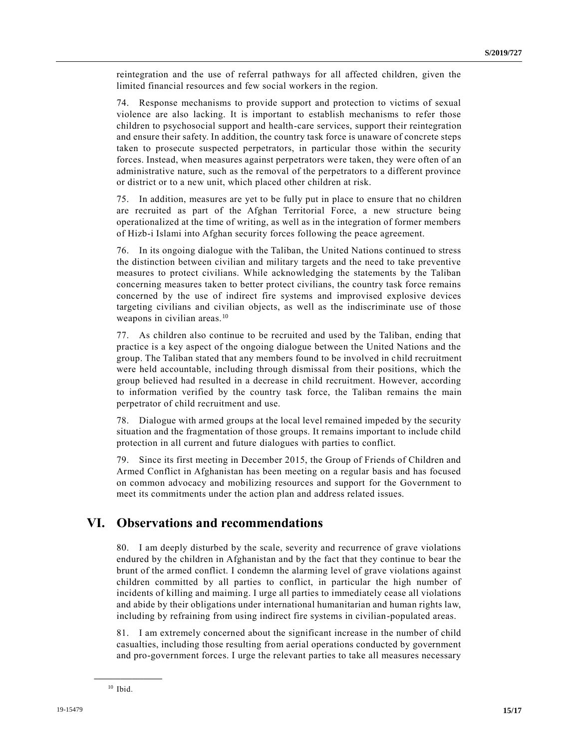reintegration and the use of referral pathways for all affected children, given the limited financial resources and few social workers in the region.

74. Response mechanisms to provide support and protection to victims of sexual violence are also lacking. It is important to establish mechanisms to refer those children to psychosocial support and health-care services, support their reintegration and ensure their safety. In addition, the country task force is unaware of concrete steps taken to prosecute suspected perpetrators, in particular those within the security forces. Instead, when measures against perpetrators were taken, they were often of an administrative nature, such as the removal of the perpetrators to a different province or district or to a new unit, which placed other children at risk.

75. In addition, measures are yet to be fully put in place to ensure that no children are recruited as part of the Afghan Territorial Force, a new structure being operationalized at the time of writing, as well as in the integration of former members of Hizb-i Islami into Afghan security forces following the peace agreement.

76. In its ongoing dialogue with the Taliban, the United Nations continued to stress the distinction between civilian and military targets and the need to take preventive measures to protect civilians. While acknowledging the statements by the Taliban concerning measures taken to better protect civilians, the country task force remains concerned by the use of indirect fire systems and improvised explosive devices targeting civilians and civilian objects, as well as the indiscriminate use of those weapons in civilian areas.[10]

77. As children also continue to be recruited and used by the Taliban, ending that practice is a key aspect of the ongoing dialogue between the United Nations and the group. The Taliban stated that any members found to be involved in child recruitment were held accountable, including through dismissal from their positions, which the group believed had resulted in a decrease in child recruitment. However, according to information verified by the country task force, the Taliban remains the main perpetrator of child recruitment and use.

78. Dialogue with armed groups at the local level remained impeded by the security situation and the fragmentation of those groups. It remains important to include child protection in all current and future dialogues with parties to conflict.

79. Since its first meeting in December 2015, the Group of Friends of Children and Armed Conflict in Afghanistan has been meeting on a regular basis and has focused on common advocacy and mobilizing resources and support for the Government to meet its commitments under the action plan and address related issues.

## VI. Observations and recommendations

80. I am deeply disturbed by the scale, severity and recurrence of grave violations endured by the children in Afghanistan and by the fact that they continue to bear the brunt of the armed conflict. I condemn the alarming level of grave violations against children committed by all parties to conflict, in particular the high number of incidents of killing and maiming. I urge all parties to immediately cease all violations and abide by their obligations under international humanitarian and human rights law, including by refraining from using indirect fire systems in civilian-populated areas.

81. I am extremely concerned about the significant increase in the number of child casualties, including those resulting from aerial operations conducted by government and pro-government forces. I urge the relevant parties to take all measures necessary

[10] Ibid.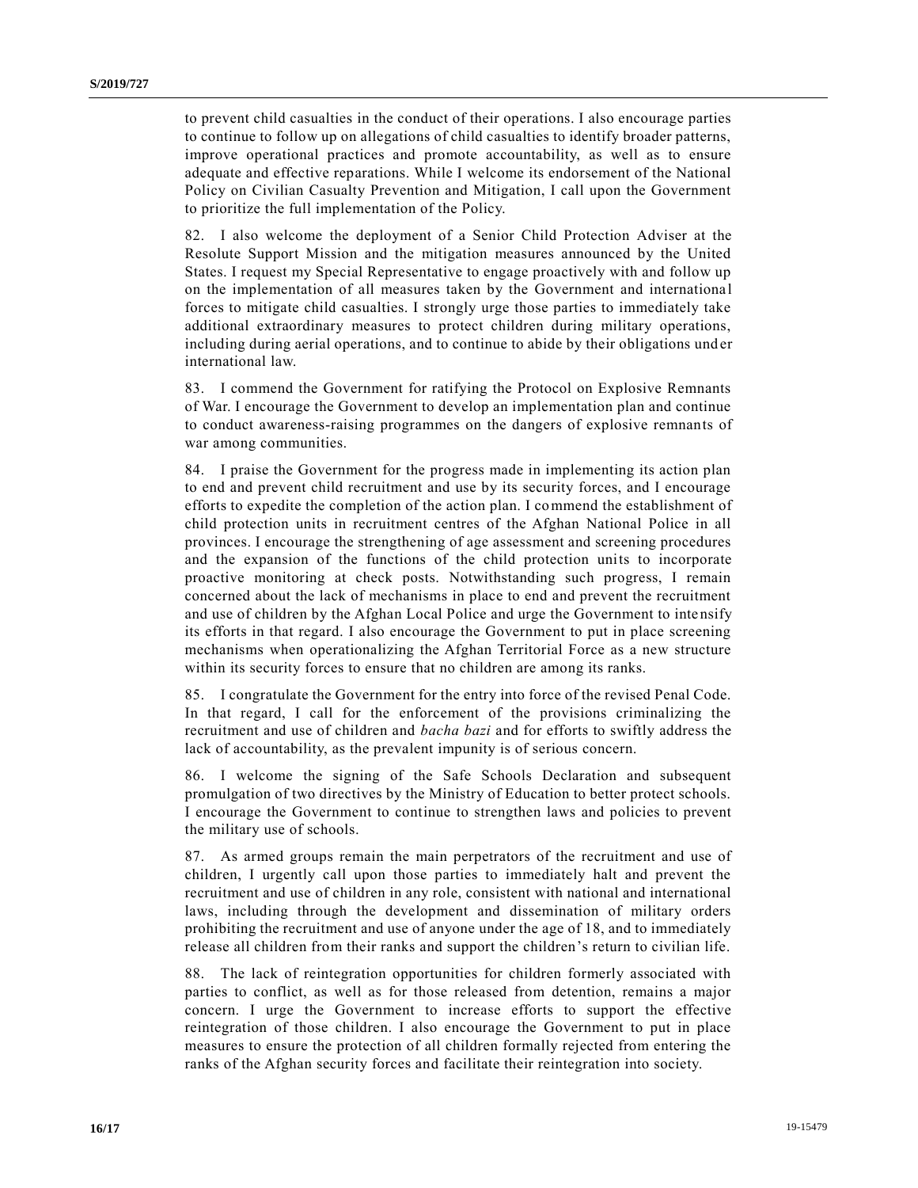to prevent child casualties in the conduct of their operations. I also encourage parties to continue to follow up on allegations of child casualties to identify broader patterns, improve operational practices and promote accountability, as well as to ensure adequate and effective reparations. While I welcome its endorsement of the National Policy on Civilian Casualty Prevention and Mitigation, I call upon the Government to prioritize the full implementation of the Policy.

82. I also welcome the deployment of a Senior Child Protection Adviser at the Resolute Support Mission and the mitigation measures announced by the United States. I request my Special Representative to engage proactively with and follow up on the implementation of all measures taken by the Government and international forces to mitigate child casualties. I strongly urge those parties to immediately take additional extraordinary measures to protect children during military operations, including during aerial operations, and to continue to abide by their obligations under international law.

83. I commend the Government for ratifying the Protocol on Explosive Remnants of War. I encourage the Government to develop an implementation plan and continue to conduct awareness-raising programmes on the dangers of explosive remnants of war among communities.

84. I praise the Government for the progress made in implementing its action plan to end and prevent child recruitment and use by its security forces, and I encourage efforts to expedite the completion of the action plan. I commend the establishment of child protection units in recruitment centres of the Afghan National Police in all provinces. I encourage the strengthening of age assessment and screening procedures and the expansion of the functions of the child protection units to incorporate proactive monitoring at check posts. Notwithstanding such progress, I remain concerned about the lack of mechanisms in place to end and prevent the recruitment and use of children by the Afghan Local Police and urge the Government to intensify its efforts in that regard. I also encourage the Government to put in place screening mechanisms when operationalizing the Afghan Territorial Force as a new structure within its security forces to ensure that no children are among its ranks.

85. I congratulate the Government for the entry into force of the revised Penal Code. In that regard, I call for the enforcement of the provisions criminalizing the recruitment and use of children and *bacha bazi* and for efforts to swiftly address the lack of accountability, as the prevalent impunity is of serious concern.

86. I welcome the signing of the Safe Schools Declaration and subsequent promulgation of two directives by the Ministry of Education to better protect schools. I encourage the Government to continue to strengthen laws and policies to prevent the military use of schools.

87. As armed groups remain the main perpetrators of the recruitment and use of children, I urgently call upon those parties to immediately halt and prevent the recruitment and use of children in any role, consistent with national and international laws, including through the development and dissemination of military orders prohibiting the recruitment and use of anyone under the age of 18, and to immediately release all children from their ranks and support the children's return to civilian life.

88. The lack of reintegration opportunities for children formerly associated with parties to conflict, as well as for those released from detention, remains a major concern. I urge the Government to increase efforts to support the effective reintegration of those children. I also encourage the Government to put in place measures to ensure the protection of all children formally rejected from entering the ranks of the Afghan security forces and facilitate their reintegration into society.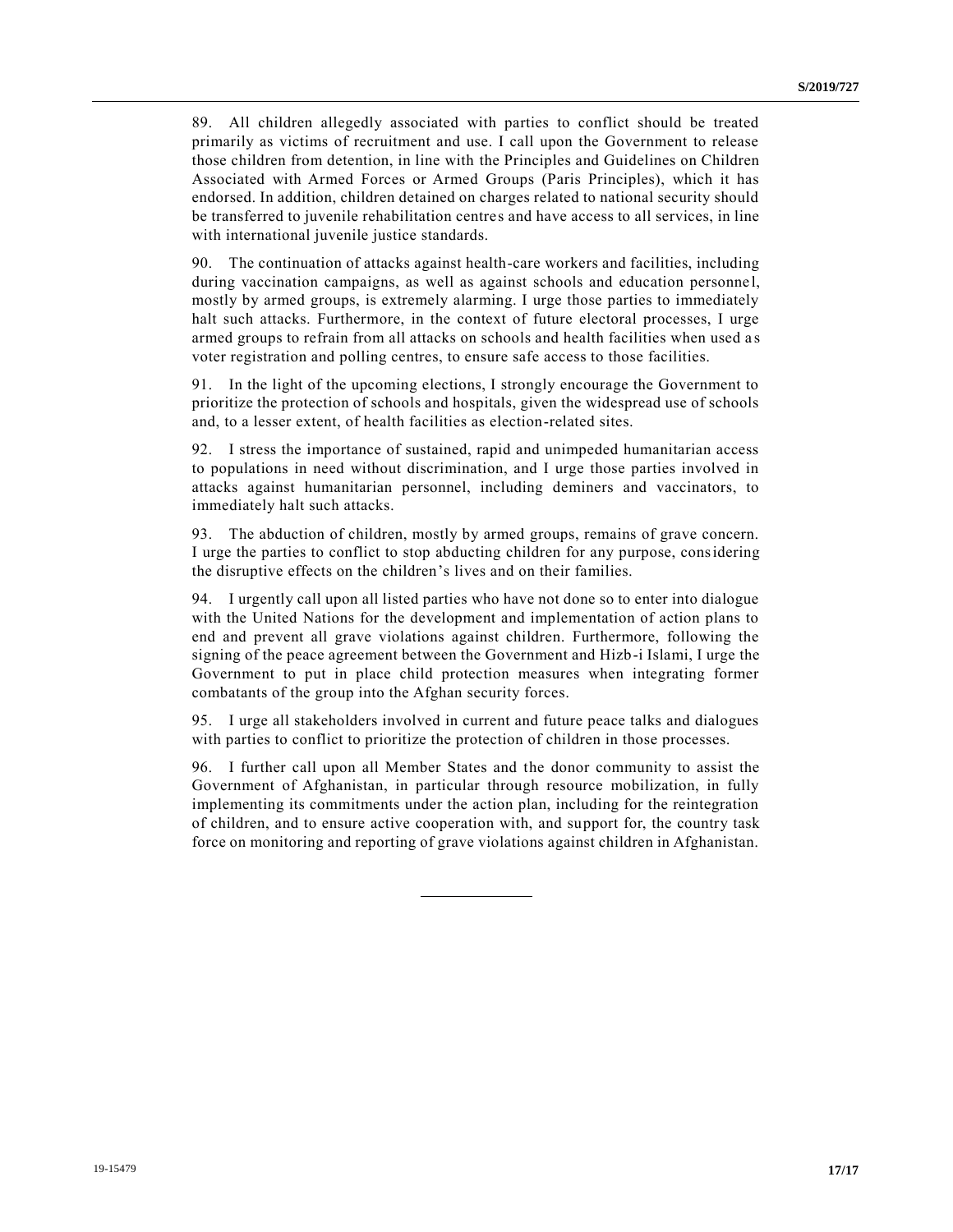89. All children allegedly associated with parties to conflict should be treated primarily as victims of recruitment and use. I call upon the Government to release those children from detention, in line with the Principles and Guidelines on Children Associated with Armed Forces or Armed Groups (Paris Principles), which it has endorsed. In addition, children detained on charges related to national security should be transferred to juvenile rehabilitation centres and have access to all services, in line with international juvenile justice standards.

90. The continuation of attacks against health-care workers and facilities, including during vaccination campaigns, as well as against schools and education personnel, mostly by armed groups, is extremely alarming. I urge those parties to immediately halt such attacks. Furthermore, in the context of future electoral processes, I urge armed groups to refrain from all attacks on schools and health facilities when used as voter registration and polling centres, to ensure safe access to those facilities.

91. In the light of the upcoming elections, I strongly encourage the Government to prioritize the protection of schools and hospitals, given the widespread use of schools and, to a lesser extent, of health facilities as election-related sites.

92. I stress the importance of sustained, rapid and unimpeded humanitarian access to populations in need without discrimination, and I urge those parties involved in attacks against humanitarian personnel, including deminers and vaccinators, to immediately halt such attacks.

93. The abduction of children, mostly by armed groups, remains of grave concern. I urge the parties to conflict to stop abducting children for any purpose, considering the disruptive effects on the children's lives and on their families.

94. I urgently call upon all listed parties who have not done so to enter into dialogue with the United Nations for the development and implementation of action plans to end and prevent all grave violations against children. Furthermore, following the signing of the peace agreement between the Government and Hizb-i Islami, I urge the Government to put in place child protection measures when integrating former combatants of the group into the Afghan security forces.

95. I urge all stakeholders involved in current and future peace talks and dialogues with parties to conflict to prioritize the protection of children in those processes.

96. I further call upon all Member States and the donor community to assist the Government of Afghanistan, in particular through resource mobilization, in fully implementing its commitments under the action plan, including for the reintegration of children, and to ensure active cooperation with, and support for, the country task force on monitoring and reporting of grave violations against children in Afghanistan.